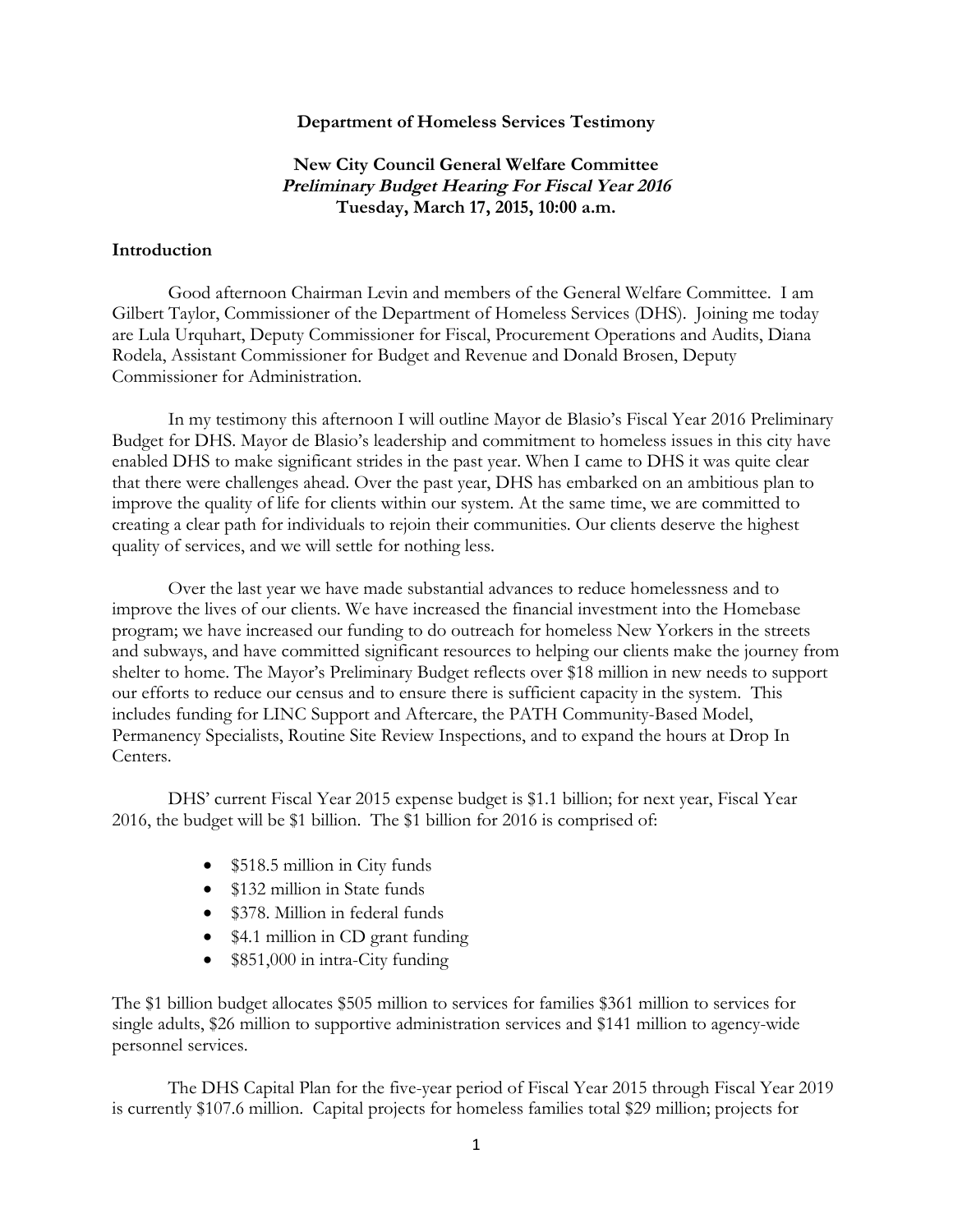**Department of Homeless Services Testimony**

**New City Council General Welfare Committee**
***Preliminary Budget Hearing For Fiscal Year 2016***
**Tuesday, March 17, 2015, 10:00 a.m.**

**Introduction**

Good afternoon Chairman Levin and members of the General Welfare Committee. I am Gilbert Taylor, Commissioner of the Department of Homeless Services (DHS). Joining me today are Lula Urquhart, Deputy Commissioner for Fiscal, Procurement Operations and Audits, Diana Rodela, Assistant Commissioner for Budget and Revenue and Donald Brosen, Deputy Commissioner for Administration.

In my testimony this afternoon I will outline Mayor de Blasio's Fiscal Year 2016 Preliminary Budget for DHS. Mayor de Blasio's leadership and commitment to homeless issues in this city have enabled DHS to make significant strides in the past year. When I came to DHS it was quite clear that there were challenges ahead. Over the past year, DHS has embarked on an ambitious plan to improve the quality of life for clients within our system. At the same time, we are committed to creating a clear path for individuals to rejoin their communities. Our clients deserve the highest quality of services, and we will settle for nothing less.

Over the last year we have made substantial advances to reduce homelessness and to improve the lives of our clients. We have increased the financial investment into the Homebase program; we have increased our funding to do outreach for homeless New Yorkers in the streets and subways, and have committed significant resources to helping our clients make the journey from shelter to home. The Mayor's Preliminary Budget reflects over $18 million in new needs to support our efforts to reduce our census and to ensure there is sufficient capacity in the system. This includes funding for LINC Support and Aftercare, the PATH Community-Based Model, Permanency Specialists, Routine Site Review Inspections, and to expand the hours at Drop In Centers.

DHS' current Fiscal Year 2015 expense budget is $1.1 billion; for next year, Fiscal Year 2016, the budget will be $1 billion. The $1 billion for 2016 is comprised of:

- $518.5 million in City funds
- $132 million in State funds
- $378. Million in federal funds
- $4.1 million in CD grant funding
- $851,000 in intra-City funding

The $1 billion budget allocates $505 million to services for families $361 million to services for single adults, $26 million to supportive administration services and $141 million to agency-wide personnel services.

The DHS Capital Plan for the five-year period of Fiscal Year 2015 through Fiscal Year 2019 is currently $107.6 million. Capital projects for homeless families total $29 million; projects for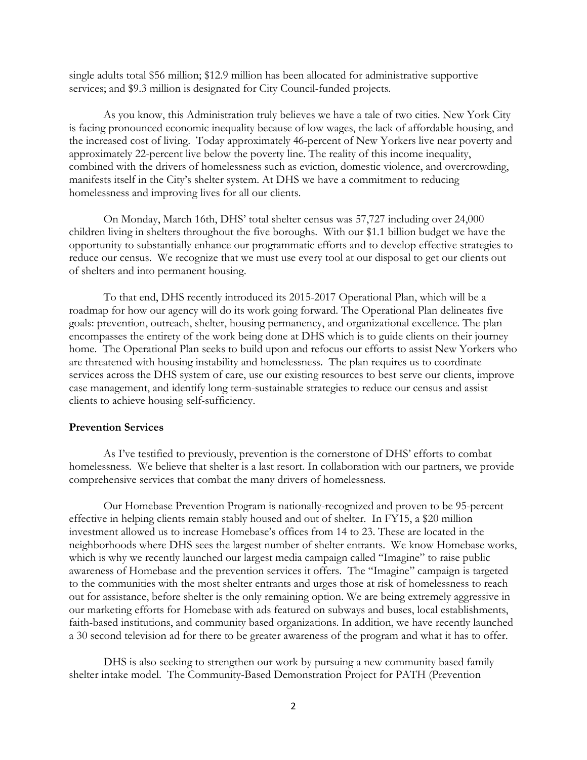single adults total $56 million; $12.9 million has been allocated for administrative supportive services; and $9.3 million is designated for City Council-funded projects.

As you know, this Administration truly believes we have a tale of two cities. New York City is facing pronounced economic inequality because of low wages, the lack of affordable housing, and the increased cost of living. Today approximately 46-percent of New Yorkers live near poverty and approximately 22-percent live below the poverty line. The reality of this income inequality, combined with the drivers of homelessness such as eviction, domestic violence, and overcrowding, manifests itself in the City's shelter system. At DHS we have a commitment to reducing homelessness and improving lives for all our clients.

On Monday, March 16th, DHS' total shelter census was 57,727 including over 24,000 children living in shelters throughout the five boroughs. With our $1.1 billion budget we have the opportunity to substantially enhance our programmatic efforts and to develop effective strategies to reduce our census. We recognize that we must use every tool at our disposal to get our clients out of shelters and into permanent housing.

To that end, DHS recently introduced its 2015-2017 Operational Plan, which will be a roadmap for how our agency will do its work going forward. The Operational Plan delineates five goals: prevention, outreach, shelter, housing permanency, and organizational excellence. The plan encompasses the entirety of the work being done at DHS which is to guide clients on their journey home. The Operational Plan seeks to build upon and refocus our efforts to assist New Yorkers who are threatened with housing instability and homelessness. The plan requires us to coordinate services across the DHS system of care, use our existing resources to best serve our clients, improve case management, and identify long term-sustainable strategies to reduce our census and assist clients to achieve housing self-sufficiency.

**Prevention Services**

As I've testified to previously, prevention is the cornerstone of DHS' efforts to combat homelessness. We believe that shelter is a last resort. In collaboration with our partners, we provide comprehensive services that combat the many drivers of homelessness.

Our Homebase Prevention Program is nationally-recognized and proven to be 95-percent effective in helping clients remain stably housed and out of shelter. In FY15, a $20 million investment allowed us to increase Homebase's offices from 14 to 23. These are located in the neighborhoods where DHS sees the largest number of shelter entrants. We know Homebase works, which is why we recently launched our largest media campaign called "Imagine" to raise public awareness of Homebase and the prevention services it offers. The "Imagine" campaign is targeted to the communities with the most shelter entrants and urges those at risk of homelessness to reach out for assistance, before shelter is the only remaining option. We are being extremely aggressive in our marketing efforts for Homebase with ads featured on subways and buses, local establishments, faith-based institutions, and community based organizations. In addition, we have recently launched a 30 second television ad for there to be greater awareness of the program and what it has to offer.

DHS is also seeking to strengthen our work by pursuing a new community based family shelter intake model. The Community-Based Demonstration Project for PATH (Prevention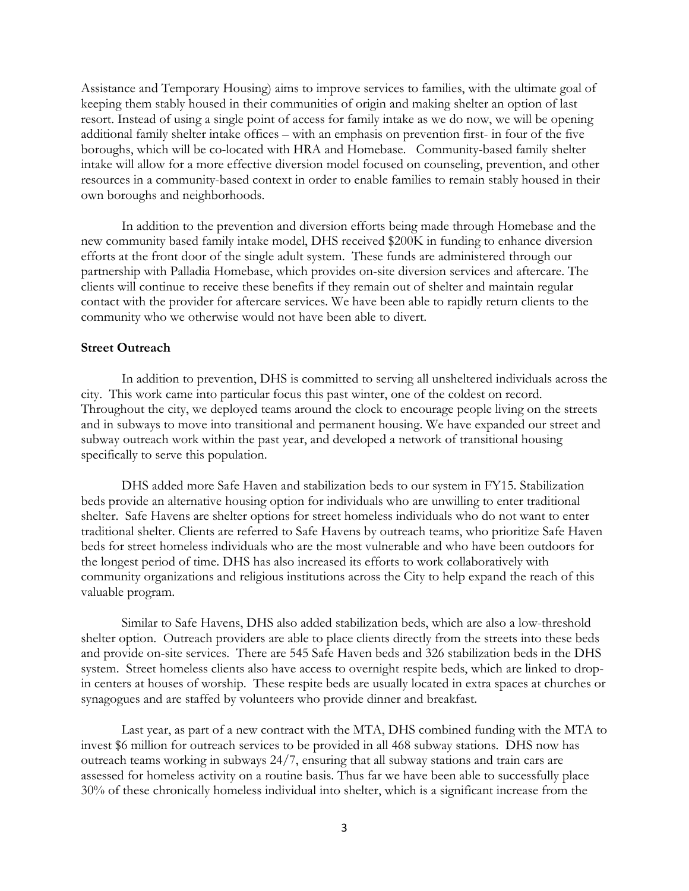Assistance and Temporary Housing) aims to improve services to families, with the ultimate goal of keeping them stably housed in their communities of origin and making shelter an option of last resort. Instead of using a single point of access for family intake as we do now, we will be opening additional family shelter intake offices – with an emphasis on prevention first- in four of the five boroughs, which will be co-located with HRA and Homebase. Community-based family shelter intake will allow for a more effective diversion model focused on counseling, prevention, and other resources in a community-based context in order to enable families to remain stably housed in their own boroughs and neighborhoods.

In addition to the prevention and diversion efforts being made through Homebase and the new community based family intake model, DHS received \$200K in funding to enhance diversion efforts at the front door of the single adult system. These funds are administered through our partnership with Palladia Homebase, which provides on-site diversion services and aftercare. The clients will continue to receive these benefits if they remain out of shelter and maintain regular contact with the provider for aftercare services. We have been able to rapidly return clients to the community who we otherwise would not have been able to divert.

**Street Outreach**

In addition to prevention, DHS is committed to serving all unsheltered individuals across the city. This work came into particular focus this past winter, one of the coldest on record. Throughout the city, we deployed teams around the clock to encourage people living on the streets and in subways to move into transitional and permanent housing. We have expanded our street and subway outreach work within the past year, and developed a network of transitional housing specifically to serve this population.

DHS added more Safe Haven and stabilization beds to our system in FY15. Stabilization beds provide an alternative housing option for individuals who are unwilling to enter traditional shelter. Safe Havens are shelter options for street homeless individuals who do not want to enter traditional shelter. Clients are referred to Safe Havens by outreach teams, who prioritize Safe Haven beds for street homeless individuals who are the most vulnerable and who have been outdoors for the longest period of time. DHS has also increased its efforts to work collaboratively with community organizations and religious institutions across the City to help expand the reach of this valuable program.

Similar to Safe Havens, DHS also added stabilization beds, which are also a low-threshold shelter option. Outreach providers are able to place clients directly from the streets into these beds and provide on-site services. There are 545 Safe Haven beds and 326 stabilization beds in the DHS system. Street homeless clients also have access to overnight respite beds, which are linked to drop-in centers at houses of worship. These respite beds are usually located in extra spaces at churches or synagogues and are staffed by volunteers who provide dinner and breakfast.

Last year, as part of a new contract with the MTA, DHS combined funding with the MTA to invest \$6 million for outreach services to be provided in all 468 subway stations. DHS now has outreach teams working in subways 24/7, ensuring that all subway stations and train cars are assessed for homeless activity on a routine basis. Thus far we have been able to successfully place 30% of these chronically homeless individual into shelter, which is a significant increase from the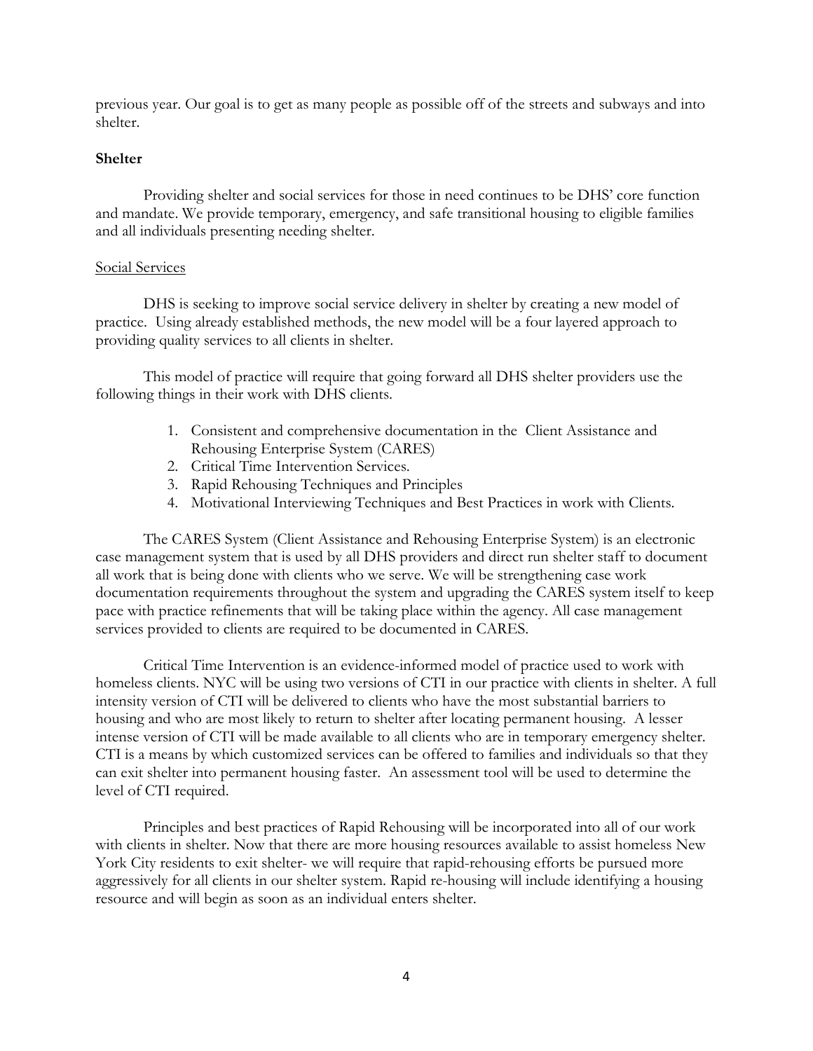previous year. Our goal is to get as many people as possible off of the streets and subways and into shelter.

**Shelter**

Providing shelter and social services for those in need continues to be DHS' core function and mandate. We provide temporary, emergency, and safe transitional housing to eligible families and all individuals presenting needing shelter.

<u>Social Services</u>

DHS is seeking to improve social service delivery in shelter by creating a new model of practice. Using already established methods, the new model will be a four layered approach to providing quality services to all clients in shelter.

This model of practice will require that going forward all DHS shelter providers use the following things in their work with DHS clients.

1. Consistent and comprehensive documentation in the Client Assistance and Rehousing Enterprise System (CARES)
2. Critical Time Intervention Services.
3. Rapid Rehousing Techniques and Principles
4. Motivational Interviewing Techniques and Best Practices in work with Clients.

The CARES System (Client Assistance and Rehousing Enterprise System) is an electronic case management system that is used by all DHS providers and direct run shelter staff to document all work that is being done with clients who we serve. We will be strengthening case work documentation requirements throughout the system and upgrading the CARES system itself to keep pace with practice refinements that will be taking place within the agency. All case management services provided to clients are required to be documented in CARES.

Critical Time Intervention is an evidence-informed model of practice used to work with homeless clients. NYC will be using two versions of CTI in our practice with clients in shelter. A full intensity version of CTI will be delivered to clients who have the most substantial barriers to housing and who are most likely to return to shelter after locating permanent housing. A lesser intense version of CTI will be made available to all clients who are in temporary emergency shelter. CTI is a means by which customized services can be offered to families and individuals so that they can exit shelter into permanent housing faster. An assessment tool will be used to determine the level of CTI required.

Principles and best practices of Rapid Rehousing will be incorporated into all of our work with clients in shelter. Now that there are more housing resources available to assist homeless New York City residents to exit shelter- we will require that rapid-rehousing efforts be pursued more aggressively for all clients in our shelter system. Rapid re-housing will include identifying a housing resource and will begin as soon as an individual enters shelter.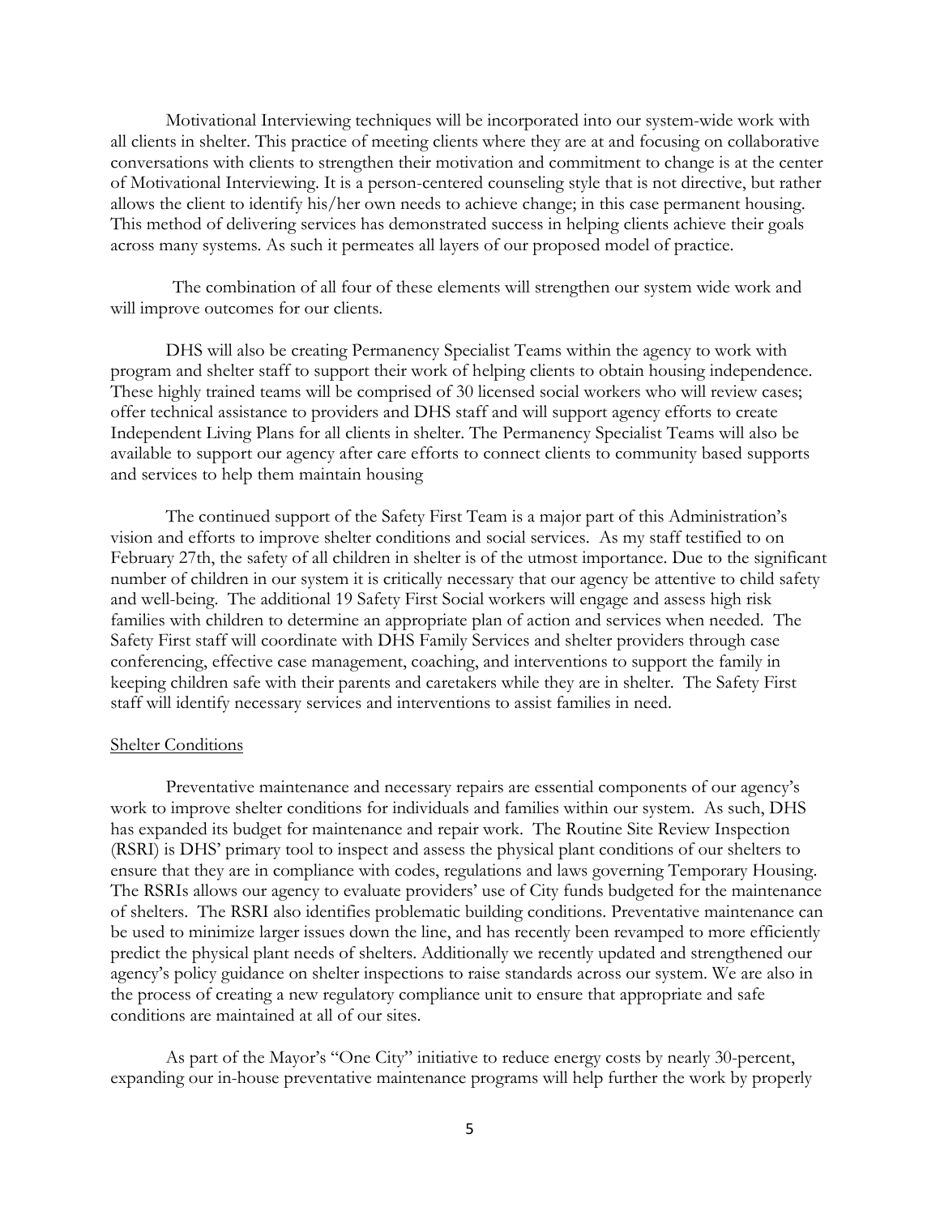Motivational Interviewing techniques will be incorporated into our system-wide work with all clients in shelter. This practice of meeting clients where they are at and focusing on collaborative conversations with clients to strengthen their motivation and commitment to change is at the center of Motivational Interviewing. It is a person-centered counseling style that is not directive, but rather allows the client to identify his/her own needs to achieve change; in this case permanent housing. This method of delivering services has demonstrated success in helping clients achieve their goals across many systems. As such it permeates all layers of our proposed model of practice.

The combination of all four of these elements will strengthen our system wide work and will improve outcomes for our clients.

DHS will also be creating Permanency Specialist Teams within the agency to work with program and shelter staff to support their work of helping clients to obtain housing independence. These highly trained teams will be comprised of 30 licensed social workers who will review cases; offer technical assistance to providers and DHS staff and will support agency efforts to create Independent Living Plans for all clients in shelter. The Permanency Specialist Teams will also be available to support our agency after care efforts to connect clients to community based supports and services to help them maintain housing

The continued support of the Safety First Team is a major part of this Administration's vision and efforts to improve shelter conditions and social services. As my staff testified to on February 27th, the safety of all children in shelter is of the utmost importance. Due to the significant number of children in our system it is critically necessary that our agency be attentive to child safety and well-being. The additional 19 Safety First Social workers will engage and assess high risk families with children to determine an appropriate plan of action and services when needed. The Safety First staff will coordinate with DHS Family Services and shelter providers through case conferencing, effective case management, coaching, and interventions to support the family in keeping children safe with their parents and caretakers while they are in shelter. The Safety First staff will identify necessary services and interventions to assist families in need.

## Shelter Conditions

Preventative maintenance and necessary repairs are essential components of our agency's work to improve shelter conditions for individuals and families within our system. As such, DHS has expanded its budget for maintenance and repair work. The Routine Site Review Inspection (RSRI) is DHS' primary tool to inspect and assess the physical plant conditions of our shelters to ensure that they are in compliance with codes, regulations and laws governing Temporary Housing. The RSRIs allows our agency to evaluate providers' use of City funds budgeted for the maintenance of shelters. The RSRI also identifies problematic building conditions. Preventative maintenance can be used to minimize larger issues down the line, and has recently been revamped to more efficiently predict the physical plant needs of shelters. Additionally we recently updated and strengthened our agency's policy guidance on shelter inspections to raise standards across our system. We are also in the process of creating a new regulatory compliance unit to ensure that appropriate and safe conditions are maintained at all of our sites.

As part of the Mayor's "One City" initiative to reduce energy costs by nearly 30-percent, expanding our in-house preventative maintenance programs will help further the work by properly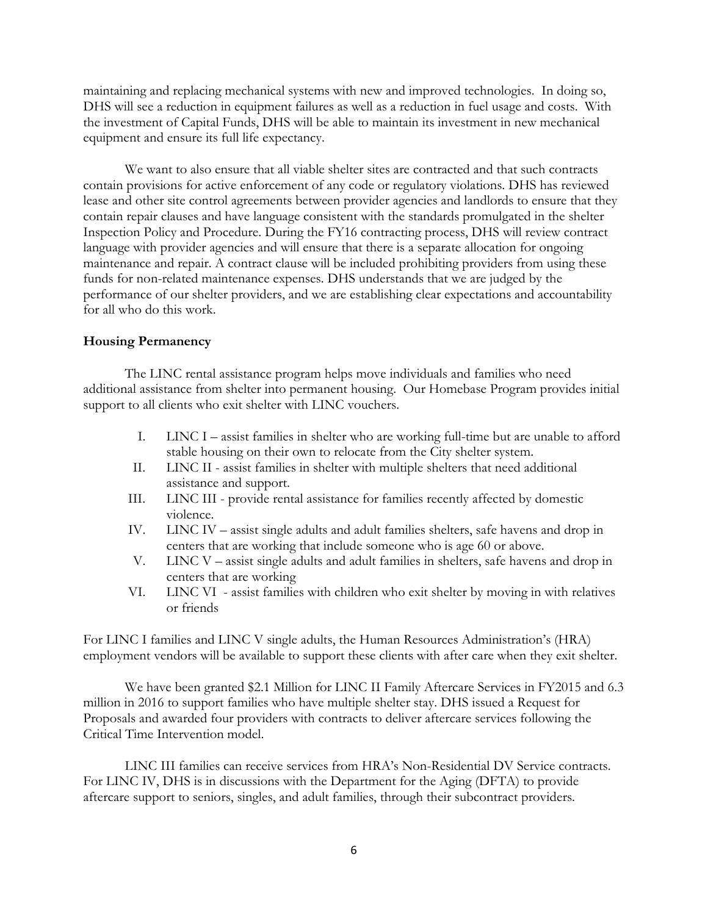maintaining and replacing mechanical systems with new and improved technologies. In doing so, DHS will see a reduction in equipment failures as well as a reduction in fuel usage and costs. With the investment of Capital Funds, DHS will be able to maintain its investment in new mechanical equipment and ensure its full life expectancy.

We want to also ensure that all viable shelter sites are contracted and that such contracts contain provisions for active enforcement of any code or regulatory violations. DHS has reviewed lease and other site control agreements between provider agencies and landlords to ensure that they contain repair clauses and have language consistent with the standards promulgated in the shelter Inspection Policy and Procedure. During the FY16 contracting process, DHS will review contract language with provider agencies and will ensure that there is a separate allocation for ongoing maintenance and repair. A contract clause will be included prohibiting providers from using these funds for non-related maintenance expenses. DHS understands that we are judged by the performance of our shelter providers, and we are establishing clear expectations and accountability for all who do this work.

**Housing Permanency**

The LINC rental assistance program helps move individuals and families who need additional assistance from shelter into permanent housing. Our Homebase Program provides initial support to all clients who exit shelter with LINC vouchers.

I. LINC I – assist families in shelter who are working full-time but are unable to afford stable housing on their own to relocate from the City shelter system.
II. LINC II - assist families in shelter with multiple shelters that need additional assistance and support.
III. LINC III - provide rental assistance for families recently affected by domestic violence.
IV. LINC IV – assist single adults and adult families shelters, safe havens and drop in centers that are working that include someone who is age 60 or above.
V. LINC V – assist single adults and adult families in shelters, safe havens and drop in centers that are working
VI. LINC VI - assist families with children who exit shelter by moving in with relatives or friends

For LINC I families and LINC V single adults, the Human Resources Administration's (HRA) employment vendors will be available to support these clients with after care when they exit shelter.

We have been granted $2.1 Million for LINC II Family Aftercare Services in FY2015 and 6.3 million in 2016 to support families who have multiple shelter stay. DHS issued a Request for Proposals and awarded four providers with contracts to deliver aftercare services following the Critical Time Intervention model.

LINC III families can receive services from HRA's Non-Residential DV Service contracts. For LINC IV, DHS is in discussions with the Department for the Aging (DFTA) to provide aftercare support to seniors, singles, and adult families, through their subcontract providers.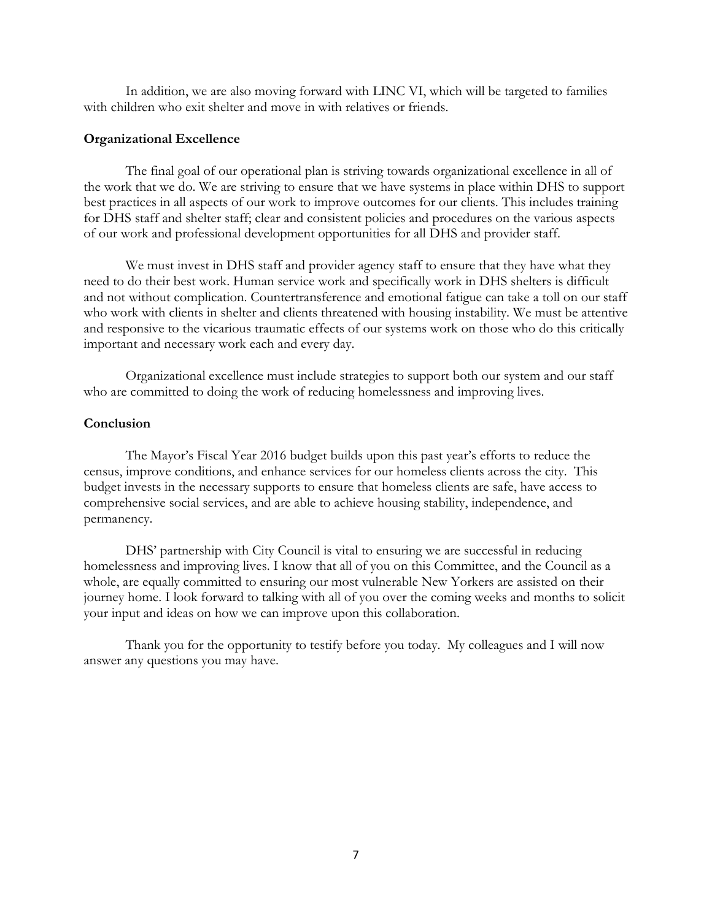In addition, we are also moving forward with LINC VI, which will be targeted to families with children who exit shelter and move in with relatives or friends.

**Organizational Excellence**

The final goal of our operational plan is striving towards organizational excellence in all of the work that we do. We are striving to ensure that we have systems in place within DHS to support best practices in all aspects of our work to improve outcomes for our clients. This includes training for DHS staff and shelter staff; clear and consistent policies and procedures on the various aspects of our work and professional development opportunities for all DHS and provider staff.

We must invest in DHS staff and provider agency staff to ensure that they have what they need to do their best work. Human service work and specifically work in DHS shelters is difficult and not without complication. Countertransference and emotional fatigue can take a toll on our staff who work with clients in shelter and clients threatened with housing instability. We must be attentive and responsive to the vicarious traumatic effects of our systems work on those who do this critically important and necessary work each and every day.

Organizational excellence must include strategies to support both our system and our staff who are committed to doing the work of reducing homelessness and improving lives.

**Conclusion**

The Mayor's Fiscal Year 2016 budget builds upon this past year's efforts to reduce the census, improve conditions, and enhance services for our homeless clients across the city. This budget invests in the necessary supports to ensure that homeless clients are safe, have access to comprehensive social services, and are able to achieve housing stability, independence, and permanency.

DHS' partnership with City Council is vital to ensuring we are successful in reducing homelessness and improving lives. I know that all of you on this Committee, and the Council as a whole, are equally committed to ensuring our most vulnerable New Yorkers are assisted on their journey home. I look forward to talking with all of you over the coming weeks and months to solicit your input and ideas on how we can improve upon this collaboration.

Thank you for the opportunity to testify before you today. My colleagues and I will now answer any questions you may have.